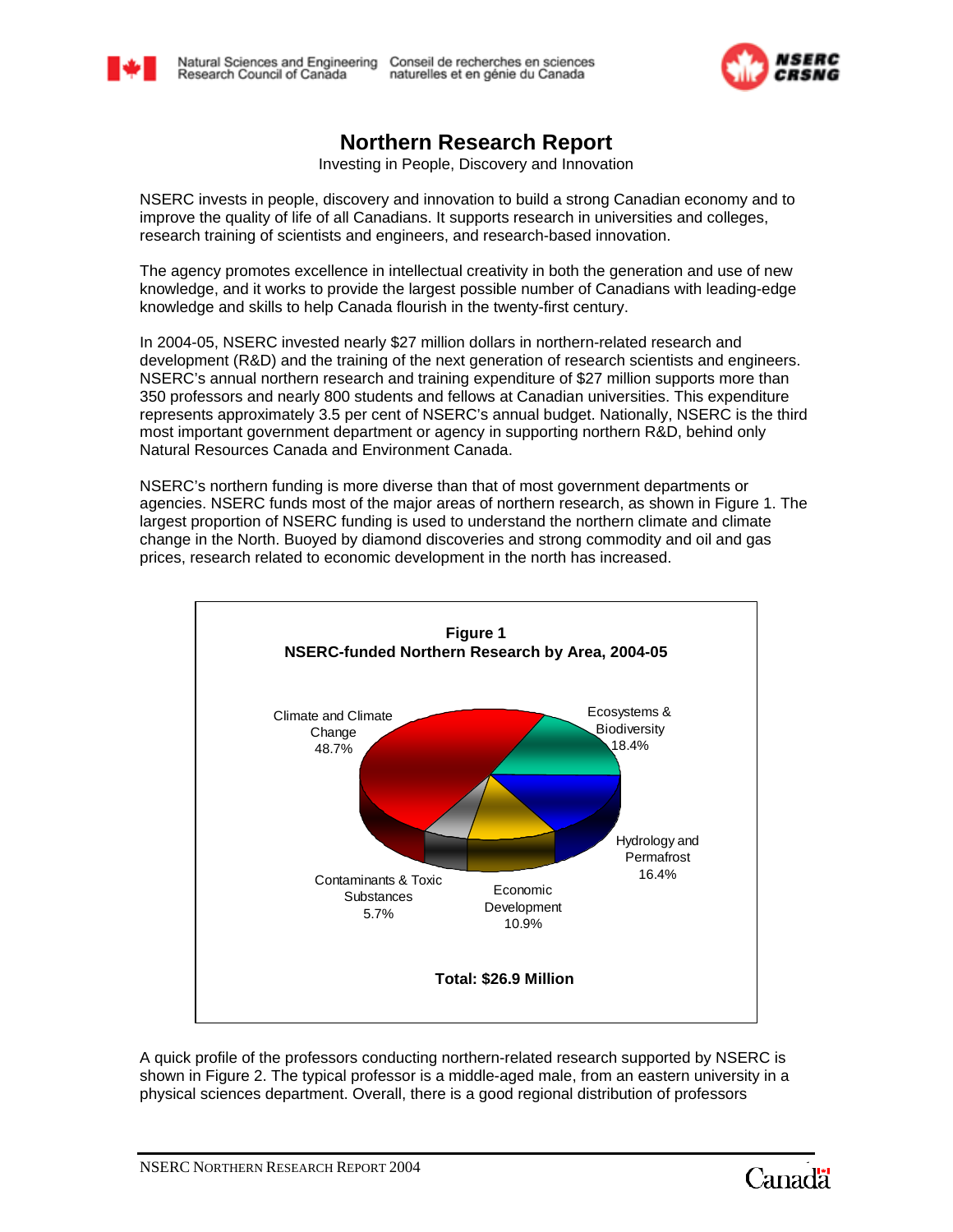# Northern Research Report

Investing in People, Discovery and Innovation

NSERC invests in people, discovery and innovation to build a strong Canadian economy and to improve the quality of life of all Canadians. It supports research in universities and colleges, research training of scientists and engineers, and research-based innovation.

The agency promotes excellence in intellectual creativity in both the generation and use of new knowledge, and it works to provide the largest possible number of Canadians with leading-edge knowledge and skills to help Canada flourish in the twenty-first century.

In 2004-05, NSERC invested nearly $27 million dollars in northern-related research and development (R&D) and the training of the next generation of research scientists and engineers. NSERC's annual northern research and training expenditure of $27 million supports more than 350 professors and nearly 800 students and fellows at Canadian universities. This expenditure represents approximately 3.5 per cent of NSERC's annual budget. Nationally, NSERC is the third most important government department or agency in supporting northern R&D, behind only Natural Resources Canada and Environment Canada.

NSERC's northern funding is more diverse than that of most government departments or agencies. NSERC funds most of the major areas of northern research, as shown in Figure 1. The largest proportion of NSERC funding is used to understand the northern climate and climate change in the North. Buoyed by diamond discoveries and strong commodity and oil and gas prices, research related to economic development in the north has increased.

**Figure 1**
**NSERC-funded Northern Research by Area, 2004-05**

| Area | Share |
|---|---|
| Climate and Climate Change | 48.7% |
| Ecosystems & Biodiversity | 18.4% |
| Hydrology and Permafrost | 16.4% |
| Economic Development | 10.9% |
| Contaminants & Toxic Substances | 5.7% |

**Total: $26.9 Million**

A quick profile of the professors conducting northern-related research supported by NSERC is shown in Figure 2. The typical professor is a middle-aged male, from an eastern university in a physical sciences department. Overall, there is a good regional distribution of professors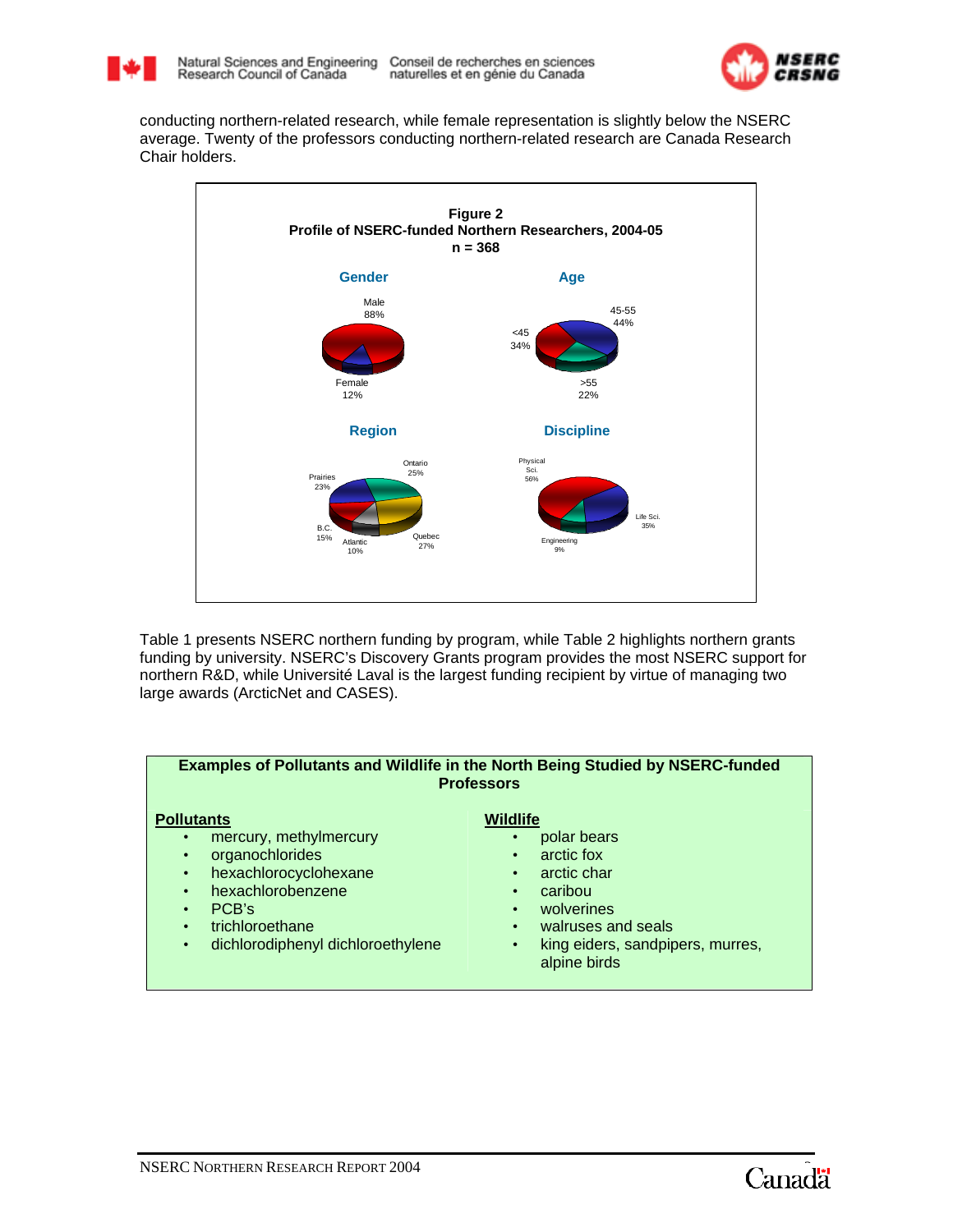conducting northern-related research, while female representation is slightly below the NSERC average. Twenty of the professors conducting northern-related research are Canada Research Chair holders.

**Figure 2**
**Profile of NSERC-funded Northern Researchers, 2004-05**
**n = 368**

**Gender**

Male 88%
Female 12%

**Age**

45-55 44%
<45 34%
>55 22%

**Region**

Ontario 25%
Prairies 23%
B.C. 15%
Atlantic 10%
Quebec 27%

**Discipline**

Physical Sci. 56%
Life Sci. 35%
Engineering 9%

Table 1 presents NSERC northern funding by program, while Table 2 highlights northern grants funding by university. NSERC's Discovery Grants program provides the most NSERC support for northern R&D, while Université Laval is the largest funding recipient by virtue of managing two large awards (ArcticNet and CASES).

**Examples of Pollutants and Wildlife in the North Being Studied by NSERC-funded Professors**

**Pollutants**

- mercury, methylmercury
- organochlorides
- hexachlorocyclohexane
- hexachlorobenzene
- PCB's
- trichloroethane
- dichlorodiphenyl dichloroethylene

**Wildlife**

- polar bears
- arctic fox
- arctic char
- caribou
- wolverines
- walruses and seals
- king eiders, sandpipers, murres, alpine birds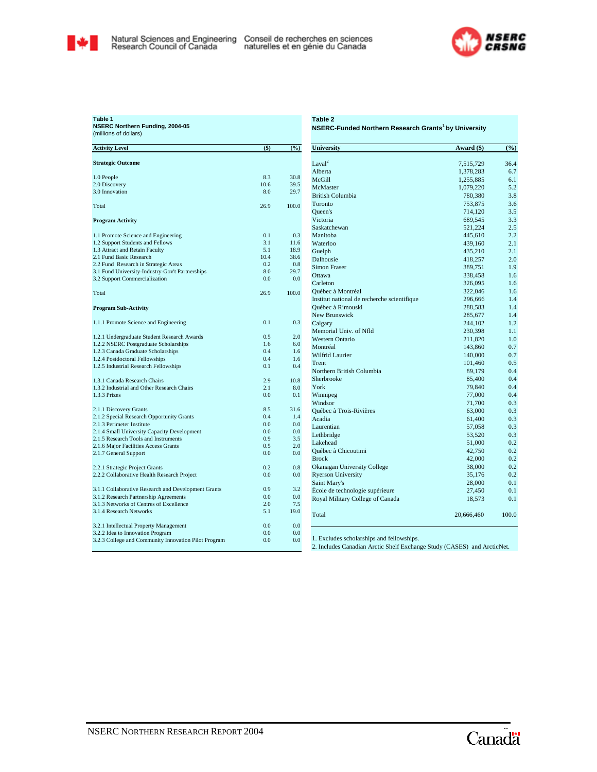**Table 1**
**NSERC Northern Funding, 2004-05**
(millions of dollars)

| Activity Level | ($) | (%) |
|---|---|---|
| **Strategic Outcome** | | |
| 1.0 People | 8.3 | 30.8 |
| 2.0 Discovery | 10.6 | 39.5 |
| 3.0 Innovation | 8.0 | 29.7 |
| Total | 26.9 | 100.0 |
| **Program Activity** | | |
| 1.1 Promote Science and Engineering | 0.1 | 0.3 |
| 1.2 Support Students and Fellows | 3.1 | 11.6 |
| 1.3 Attract and Retain Faculty | 5.1 | 18.9 |
| 2.1 Fund Basic Research | 10.4 | 38.6 |
| 2.2 Fund Research in Strategic Areas | 0.2 | 0.8 |
| 3.1 Fund University-Industry-Gov't Partnerships | 8.0 | 29.7 |
| 3.2 Support Commercialization | 0.0 | 0.0 |
| Total | 26.9 | 100.0 |
| **Program Sub-Activity** | | |
| 1.1.1 Promote Science and Engineering | 0.1 | 0.3 |
| 1.2.1 Undergraduate Student Research Awards | 0.5 | 2.0 |
| 1.2.2 NSERC Postgraduate Scholarships | 1.6 | 6.0 |
| 1.2.3 Canada Graduate Scholarships | 0.4 | 1.6 |
| 1.2.4 Postdoctoral Fellowships | 0.4 | 1.6 |
| 1.2.5 Industrial Research Fellowships | 0.1 | 0.4 |
| 1.3.1 Canada Research Chairs | 2.9 | 10.8 |
| 1.3.2 Industrial and Other Research Chairs | 2.1 | 8.0 |
| 1.3.3 Prizes | 0.0 | 0.1 |
| 2.1.1 Discovery Grants | 8.5 | 31.6 |
| 2.1.2 Special Research Opportunity Grants | 0.4 | 1.4 |
| 2.1.3 Perimeter Institute | 0.0 | 0.0 |
| 2.1.4 Small University Capacity Development | 0.0 | 0.0 |
| 2.1.5 Research Tools and Instruments | 0.9 | 3.5 |
| 2.1.6 Major Facilities Access Grants | 0.5 | 2.0 |
| 2.1.7 General Support | 0.0 | 0.0 |
| 2.2.1 Strategic Project Grants | 0.2 | 0.8 |
| 2.2.2 Collaborative Health Research Project | 0.0 | 0.0 |
| 3.1.1 Collaborative Research and Development Grants | 0.9 | 3.2 |
| 3.1.2 Research Partnership Agreements | 0.0 | 0.0 |
| 3.1.3 Networks of Centres of Excellence | 2.0 | 7.5 |
| 3.1.4 Research Networks | 5.1 | 19.0 |
| 3.2.1 Intellectual Property Management | 0.0 | 0.0 |
| 3.2.2 Idea to Innovation Program | 0.0 | 0.0 |
| 3.2.3 College and Community Innovation Pilot Program | 0.0 | 0.0 |

**Table 2**
**NSERC-Funded Northern Research Grants[1] by University**

| University | Award ($) | (%) |
|---|---|---|
| Laval[2] | 7,515,729 | 36.4 |
| Alberta | 1,378,283 | 6.7 |
| McGill | 1,255,885 | 6.1 |
| McMaster | 1,079,220 | 5.2 |
| British Columbia | 780,380 | 3.8 |
| Toronto | 753,875 | 3.6 |
| Queen's | 714,120 | 3.5 |
| Victoria | 689,545 | 3.3 |
| Saskatchewan | 521,224 | 2.5 |
| Manitoba | 445,610 | 2.2 |
| Waterloo | 439,160 | 2.1 |
| Guelph | 435,210 | 2.1 |
| Dalhousie | 418,257 | 2.0 |
| Simon Fraser | 389,751 | 1.9 |
| Ottawa | 338,458 | 1.6 |
| Carleton | 326,095 | 1.6 |
| Québec à Montréal | 322,046 | 1.6 |
| Institut national de recherche scientifique | 296,666 | 1.4 |
| Québec à Rimouski | 288,583 | 1.4 |
| New Brunswick | 285,677 | 1.4 |
| Calgary | 244,102 | 1.2 |
| Memorial Univ. of Nfld | 230,398 | 1.1 |
| Western Ontario | 211,820 | 1.0 |
| Montréal | 143,860 | 0.7 |
| Wilfrid Laurier | 140,000 | 0.7 |
| Trent | 101,460 | 0.5 |
| Northern British Columbia | 89,179 | 0.4 |
| Sherbrooke | 85,400 | 0.4 |
| York | 79,840 | 0.4 |
| Winnipeg | 77,000 | 0.4 |
| Windsor | 71,700 | 0.3 |
| Québec à Trois-Rivières | 63,000 | 0.3 |
| Acadia | 61,400 | 0.3 |
| Laurentian | 57,058 | 0.3 |
| Lethbridge | 53,520 | 0.3 |
| Lakehead | 51,000 | 0.2 |
| Québec à Chicoutimi | 42,750 | 0.2 |
| Brock | 42,000 | 0.2 |
| Okanagan University College | 38,000 | 0.2 |
| Ryerson University | 35,176 | 0.2 |
| Saint Mary's | 28,000 | 0.1 |
| École de technologie supérieure | 27,450 | 0.1 |
| Royal Military College of Canada | 18,573 | 0.1 |
| Total | 20,666,460 | 100.0 |

1. Excludes scholarships and fellowships.
2. Includes Canadian Arctic Shelf Exchange Study (CASES) and ArcticNet.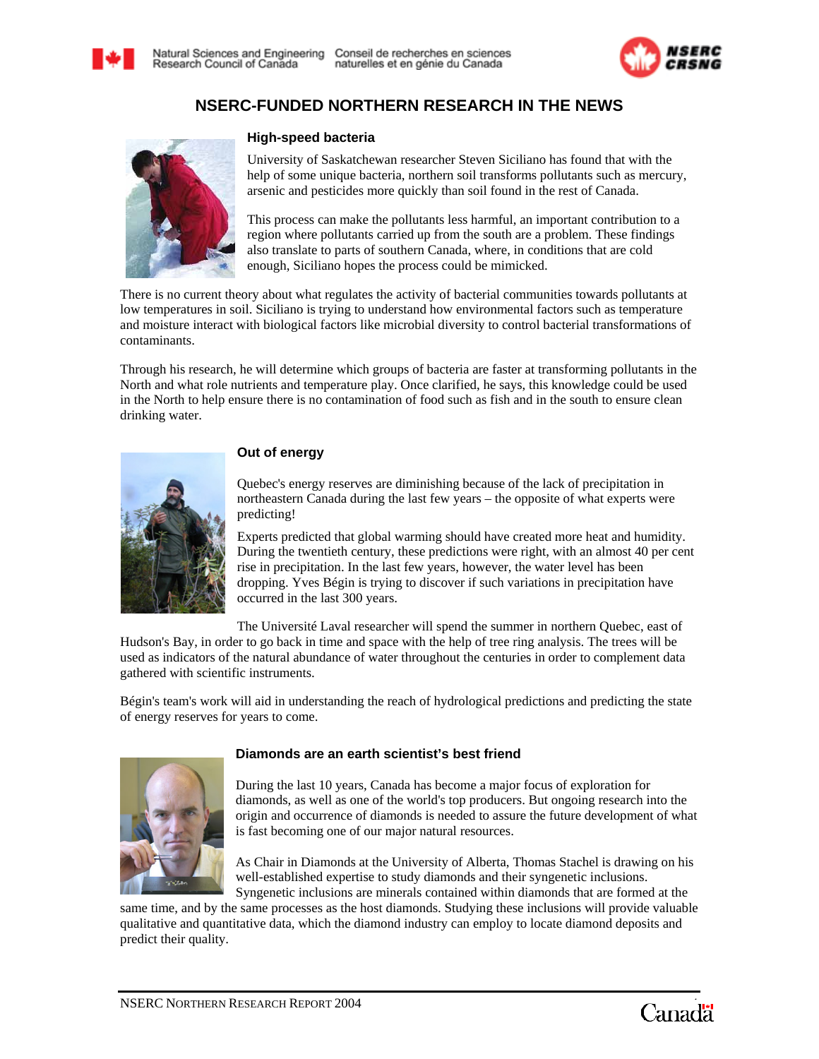# NSERC-FUNDED NORTHERN RESEARCH IN THE NEWS

## High-speed bacteria

University of Saskatchewan researcher Steven Siciliano has found that with the help of some unique bacteria, northern soil transforms pollutants such as mercury, arsenic and pesticides more quickly than soil found in the rest of Canada.

This process can make the pollutants less harmful, an important contribution to a region where pollutants carried up from the south are a problem. These findings also translate to parts of southern Canada, where, in conditions that are cold enough, Siciliano hopes the process could be mimicked.

There is no current theory about what regulates the activity of bacterial communities towards pollutants at low temperatures in soil. Siciliano is trying to understand how environmental factors such as temperature and moisture interact with biological factors like microbial diversity to control bacterial transformations of contaminants.

Through his research, he will determine which groups of bacteria are faster at transforming pollutants in the North and what role nutrients and temperature play. Once clarified, he says, this knowledge could be used in the North to help ensure there is no contamination of food such as fish and in the south to ensure clean drinking water.

## Out of energy

Quebec's energy reserves are diminishing because of the lack of precipitation in northeastern Canada during the last few years – the opposite of what experts were predicting!

Experts predicted that global warming should have created more heat and humidity. During the twentieth century, these predictions were right, with an almost 40 per cent rise in precipitation. In the last few years, however, the water level has been dropping. Yves Bégin is trying to discover if such variations in precipitation have occurred in the last 300 years.

The Université Laval researcher will spend the summer in northern Quebec, east of Hudson's Bay, in order to go back in time and space with the help of tree ring analysis. The trees will be used as indicators of the natural abundance of water throughout the centuries in order to complement data gathered with scientific instruments.

Bégin's team's work will aid in understanding the reach of hydrological predictions and predicting the state of energy reserves for years to come.

## Diamonds are an earth scientist's best friend

During the last 10 years, Canada has become a major focus of exploration for diamonds, as well as one of the world's top producers. But ongoing research into the origin and occurrence of diamonds is needed to assure the future development of what is fast becoming one of our major natural resources.

As Chair in Diamonds at the University of Alberta, Thomas Stachel is drawing on his well-established expertise to study diamonds and their syngenetic inclusions. Syngenetic inclusions are minerals contained within diamonds that are formed at the same time, and by the same processes as the host diamonds. Studying these inclusions will provide valuable qualitative and quantitative data, which the diamond industry can employ to locate diamond deposits and predict their quality.